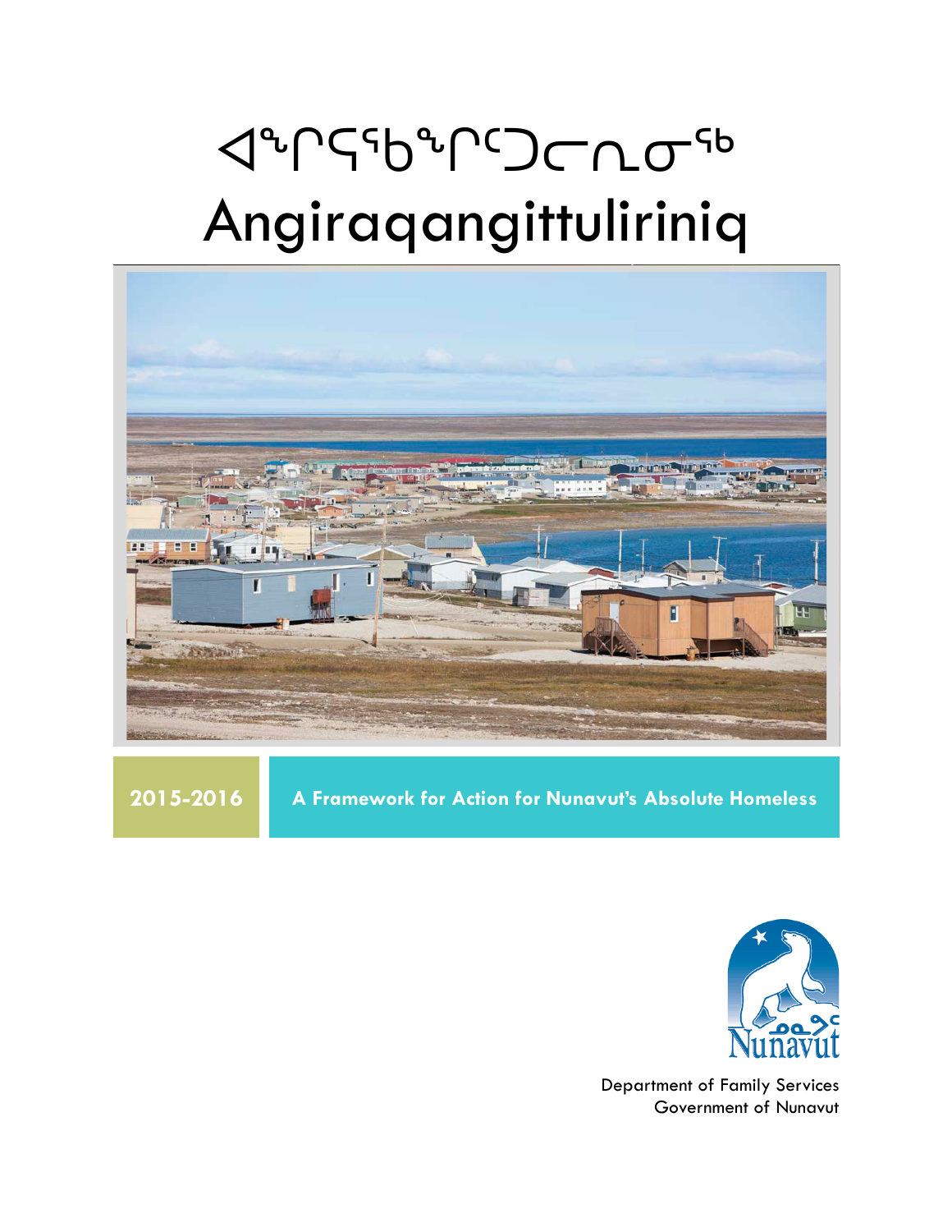# ᐊᖏᕋᖃᖏᑦᑐᓕᕆᓂᖅ
# Angiraqangittuliriniq

**2015-2016**

**A Framework for Action for Nunavut's Absolute Homeless**

Department of Family Services
Government of Nunavut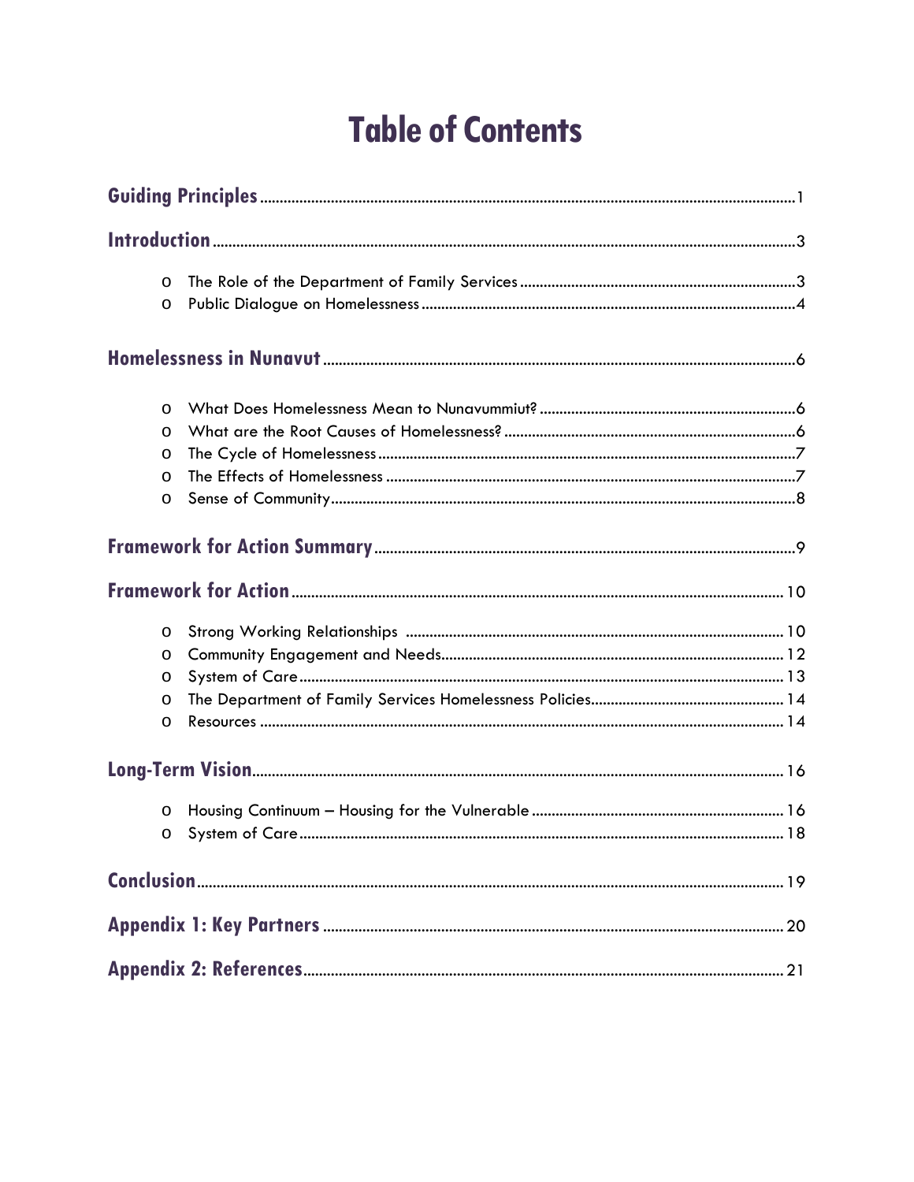# Table of Contents

**Guiding Principles** .......... 1

**Introduction** .......... 3

- The Role of the Department of Family Services .......... 3
- Public Dialogue on Homelessness .......... 4

**Homelessness in Nunavut** .......... 6

- What Does Homelessness Mean to Nunavummiut? .......... 6
- What are the Root Causes of Homelessness? .......... 6
- The Cycle of Homelessness .......... 7
- The Effects of Homelessness .......... 7
- Sense of Community .......... 8

**Framework for Action Summary** .......... 9

**Framework for Action** .......... 10

- Strong Working Relationships .......... 10
- Community Engagement and Needs .......... 12
- System of Care .......... 13
- The Department of Family Services Homelessness Policies .......... 14
- Resources .......... 14

**Long-Term Vision** .......... 16

- Housing Continuum – Housing for the Vulnerable .......... 16
- System of Care .......... 18

**Conclusion** .......... 19

**Appendix 1: Key Partners** .......... 20

**Appendix 2: References** .......... 21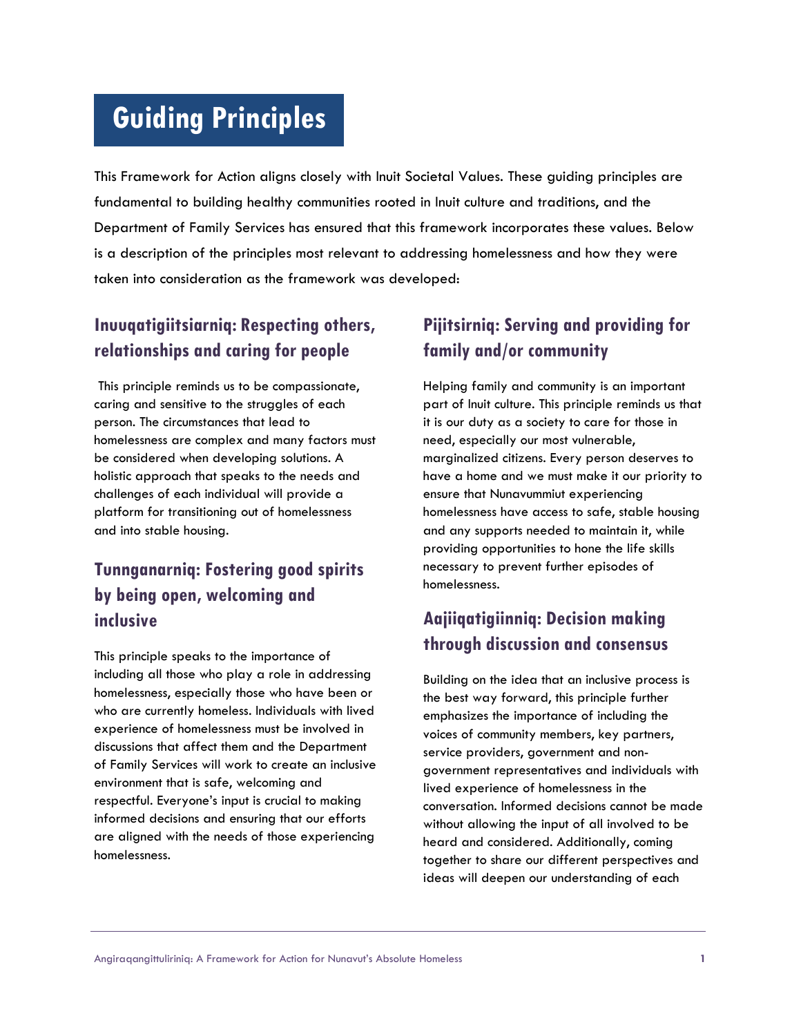# Guiding Principles

This Framework for Action aligns closely with Inuit Societal Values. These guiding principles are fundamental to building healthy communities rooted in Inuit culture and traditions, and the Department of Family Services has ensured that this framework incorporates these values. Below is a description of the principles most relevant to addressing homelessness and how they were taken into consideration as the framework was developed:

## Inuuqatigiitsiarniq: Respecting others, relationships and caring for people

This principle reminds us to be compassionate, caring and sensitive to the struggles of each person. The circumstances that lead to homelessness are complex and many factors must be considered when developing solutions. A holistic approach that speaks to the needs and challenges of each individual will provide a platform for transitioning out of homelessness and into stable housing.

## Tunnganarniq: Fostering good spirits by being open, welcoming and inclusive

This principle speaks to the importance of including all those who play a role in addressing homelessness, especially those who have been or who are currently homeless. Individuals with lived experience of homelessness must be involved in discussions that affect them and the Department of Family Services will work to create an inclusive environment that is safe, welcoming and respectful. Everyone's input is crucial to making informed decisions and ensuring that our efforts are aligned with the needs of those experiencing homelessness.

## Pijitsirniq: Serving and providing for family and/or community

Helping family and community is an important part of Inuit culture. This principle reminds us that it is our duty as a society to care for those in need, especially our most vulnerable, marginalized citizens. Every person deserves to have a home and we must make it our priority to ensure that Nunavummiut experiencing homelessness have access to safe, stable housing and any supports needed to maintain it, while providing opportunities to hone the life skills necessary to prevent further episodes of homelessness.

## Aajiiqatigiinniq: Decision making through discussion and consensus

Building on the idea that an inclusive process is the best way forward, this principle further emphasizes the importance of including the voices of community members, key partners, service providers, government and non-government representatives and individuals with lived experience of homelessness in the conversation. Informed decisions cannot be made without allowing the input of all involved to be heard and considered. Additionally, coming together to share our different perspectives and ideas will deepen our understanding of each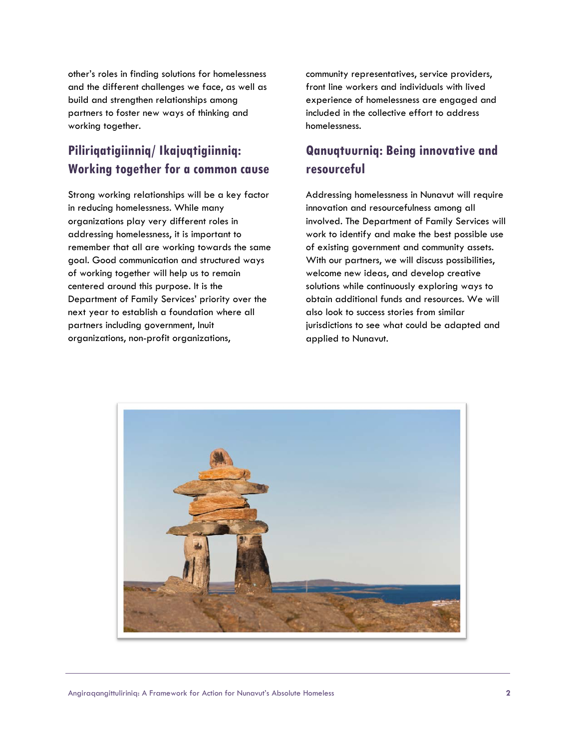other's roles in finding solutions for homelessness and the different challenges we face, as well as build and strengthen relationships among partners to foster new ways of thinking and working together.

## Piliriqatigiinniq/ Ikajuqtigiinniq: Working together for a common cause

Strong working relationships will be a key factor in reducing homelessness. While many organizations play very different roles in addressing homelessness, it is important to remember that all are working towards the same goal. Good communication and structured ways of working together will help us to remain centered around this purpose. It is the Department of Family Services' priority over the next year to establish a foundation where all partners including government, Inuit organizations, non-profit organizations, community representatives, service providers, front line workers and individuals with lived experience of homelessness are engaged and included in the collective effort to address homelessness.

## Qanuqtuurniq: Being innovative and resourceful

Addressing homelessness in Nunavut will require innovation and resourcefulness among all involved. The Department of Family Services will work to identify and make the best possible use of existing government and community assets. With our partners, we will discuss possibilities, welcome new ideas, and develop creative solutions while continuously exploring ways to obtain additional funds and resources. We will also look to success stories from similar jurisdictions to see what could be adapted and applied to Nunavut.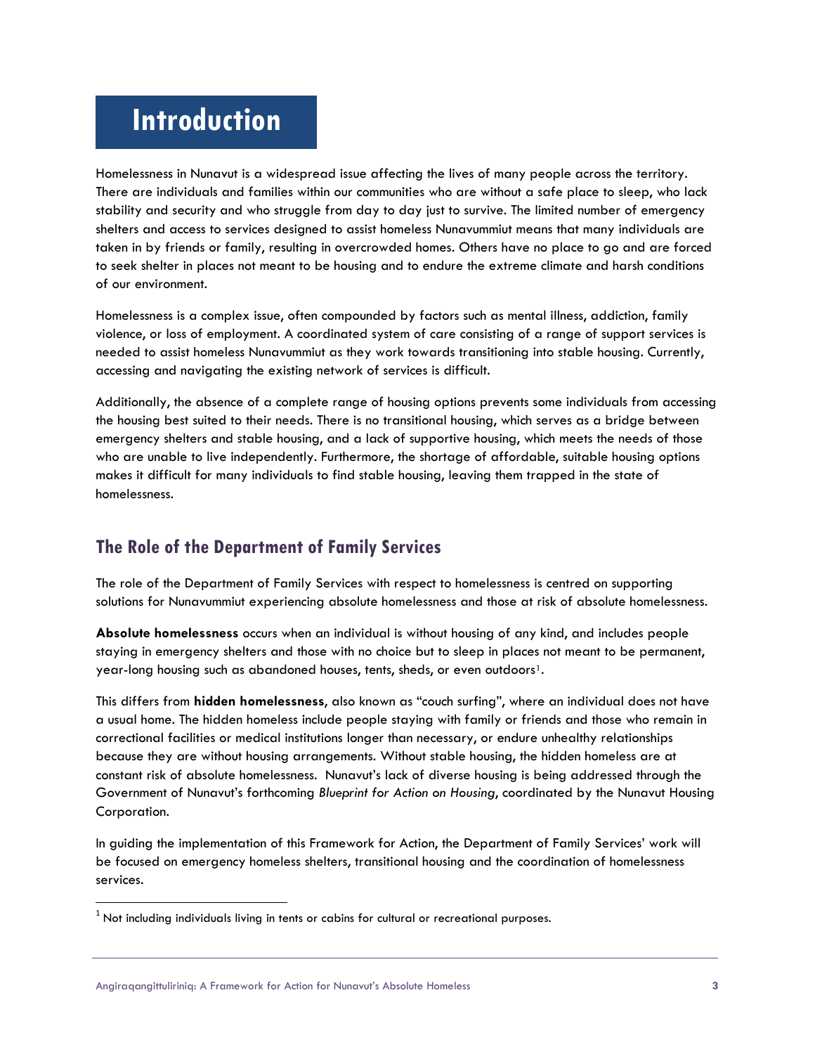# Introduction

Homelessness in Nunavut is a widespread issue affecting the lives of many people across the territory. There are individuals and families within our communities who are without a safe place to sleep, who lack stability and security and who struggle from day to day just to survive. The limited number of emergency shelters and access to services designed to assist homeless Nunavummiut means that many individuals are taken in by friends or family, resulting in overcrowded homes. Others have no place to go and are forced to seek shelter in places not meant to be housing and to endure the extreme climate and harsh conditions of our environment.

Homelessness is a complex issue, often compounded by factors such as mental illness, addiction, family violence, or loss of employment. A coordinated system of care consisting of a range of support services is needed to assist homeless Nunavummiut as they work towards transitioning into stable housing. Currently, accessing and navigating the existing network of services is difficult.

Additionally, the absence of a complete range of housing options prevents some individuals from accessing the housing best suited to their needs. There is no transitional housing, which serves as a bridge between emergency shelters and stable housing, and a lack of supportive housing, which meets the needs of those who are unable to live independently. Furthermore, the shortage of affordable, suitable housing options makes it difficult for many individuals to find stable housing, leaving them trapped in the state of homelessness.

## The Role of the Department of Family Services

The role of the Department of Family Services with respect to homelessness is centred on supporting solutions for Nunavummiut experiencing absolute homelessness and those at risk of absolute homelessness.

**Absolute homelessness** occurs when an individual is without housing of any kind, and includes people staying in emergency shelters and those with no choice but to sleep in places not meant to be permanent, year-long housing such as abandoned houses, tents, sheds, or even outdoors[1].

This differs from **hidden homelessness**, also known as "couch surfing", where an individual does not have a usual home. The hidden homeless include people staying with family or friends and those who remain in correctional facilities or medical institutions longer than necessary, or endure unhealthy relationships because they are without housing arrangements. Without stable housing, the hidden homeless are at constant risk of absolute homelessness. Nunavut's lack of diverse housing is being addressed through the Government of Nunavut's forthcoming *Blueprint for Action on Housing*, coordinated by the Nunavut Housing Corporation.

In guiding the implementation of this Framework for Action, the Department of Family Services' work will be focused on emergency homeless shelters, transitional housing and the coordination of homelessness services.

[1] Not including individuals living in tents or cabins for cultural or recreational purposes.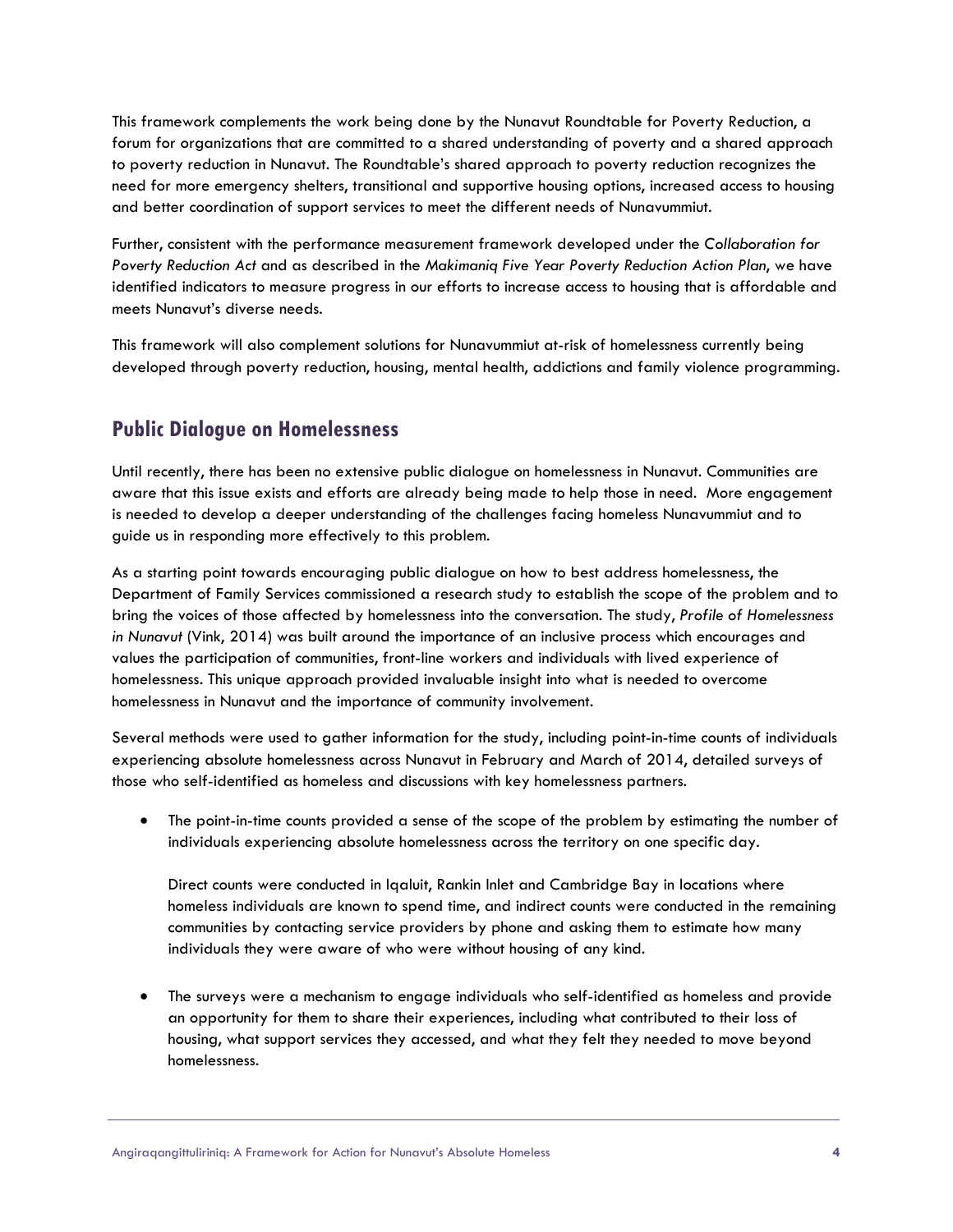This framework complements the work being done by the Nunavut Roundtable for Poverty Reduction, a forum for organizations that are committed to a shared understanding of poverty and a shared approach to poverty reduction in Nunavut. The Roundtable's shared approach to poverty reduction recognizes the need for more emergency shelters, transitional and supportive housing options, increased access to housing and better coordination of support services to meet the different needs of Nunavummiut.

Further, consistent with the performance measurement framework developed under the *Collaboration for Poverty Reduction Act* and as described in the *Makimaniq Five Year Poverty Reduction Action Plan*, we have identified indicators to measure progress in our efforts to increase access to housing that is affordable and meets Nunavut's diverse needs.

This framework will also complement solutions for Nunavummiut at-risk of homelessness currently being developed through poverty reduction, housing, mental health, addictions and family violence programming.

## Public Dialogue on Homelessness

Until recently, there has been no extensive public dialogue on homelessness in Nunavut. Communities are aware that this issue exists and efforts are already being made to help those in need. More engagement is needed to develop a deeper understanding of the challenges facing homeless Nunavummiut and to guide us in responding more effectively to this problem.

As a starting point towards encouraging public dialogue on how to best address homelessness, the Department of Family Services commissioned a research study to establish the scope of the problem and to bring the voices of those affected by homelessness into the conversation. The study, *Profile of Homelessness in Nunavut* (Vink, 2014) was built around the importance of an inclusive process which encourages and values the participation of communities, front-line workers and individuals with lived experience of homelessness. This unique approach provided invaluable insight into what is needed to overcome homelessness in Nunavut and the importance of community involvement.

Several methods were used to gather information for the study, including point-in-time counts of individuals experiencing absolute homelessness across Nunavut in February and March of 2014, detailed surveys of those who self-identified as homeless and discussions with key homelessness partners.

- The point-in-time counts provided a sense of the scope of the problem by estimating the number of individuals experiencing absolute homelessness across the territory on one specific day.

  Direct counts were conducted in Iqaluit, Rankin Inlet and Cambridge Bay in locations where homeless individuals are known to spend time, and indirect counts were conducted in the remaining communities by contacting service providers by phone and asking them to estimate how many individuals they were aware of who were without housing of any kind.

- The surveys were a mechanism to engage individuals who self-identified as homeless and provide an opportunity for them to share their experiences, including what contributed to their loss of housing, what support services they accessed, and what they felt they needed to move beyond homelessness.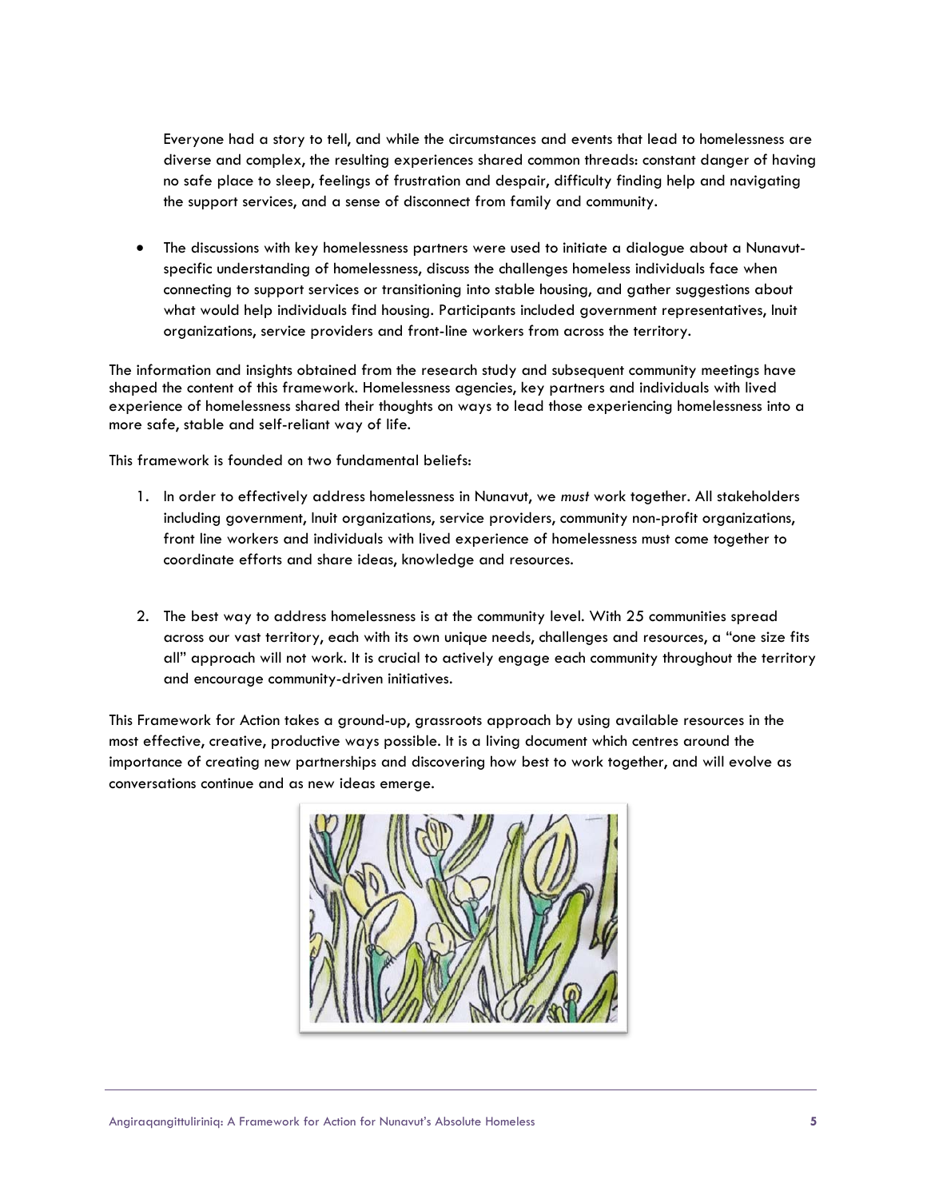Everyone had a story to tell, and while the circumstances and events that lead to homelessness are diverse and complex, the resulting experiences shared common threads: constant danger of having no safe place to sleep, feelings of frustration and despair, difficulty finding help and navigating the support services, and a sense of disconnect from family and community.

- The discussions with key homelessness partners were used to initiate a dialogue about a Nunavut-specific understanding of homelessness, discuss the challenges homeless individuals face when connecting to support services or transitioning into stable housing, and gather suggestions about what would help individuals find housing. Participants included government representatives, Inuit organizations, service providers and front-line workers from across the territory.

The information and insights obtained from the research study and subsequent community meetings have shaped the content of this framework. Homelessness agencies, key partners and individuals with lived experience of homelessness shared their thoughts on ways to lead those experiencing homelessness into a more safe, stable and self-reliant way of life.

This framework is founded on two fundamental beliefs:

1. In order to effectively address homelessness in Nunavut, we *must* work together. All stakeholders including government, Inuit organizations, service providers, community non-profit organizations, front line workers and individuals with lived experience of homelessness must come together to coordinate efforts and share ideas, knowledge and resources.

2. The best way to address homelessness is at the community level. With 25 communities spread across our vast territory, each with its own unique needs, challenges and resources, a "one size fits all" approach will not work. It is crucial to actively engage each community throughout the territory and encourage community-driven initiatives.

This Framework for Action takes a ground-up, grassroots approach by using available resources in the most effective, creative, productive ways possible. It is a living document which centres around the importance of creating new partnerships and discovering how best to work together, and will evolve as conversations continue and as new ideas emerge.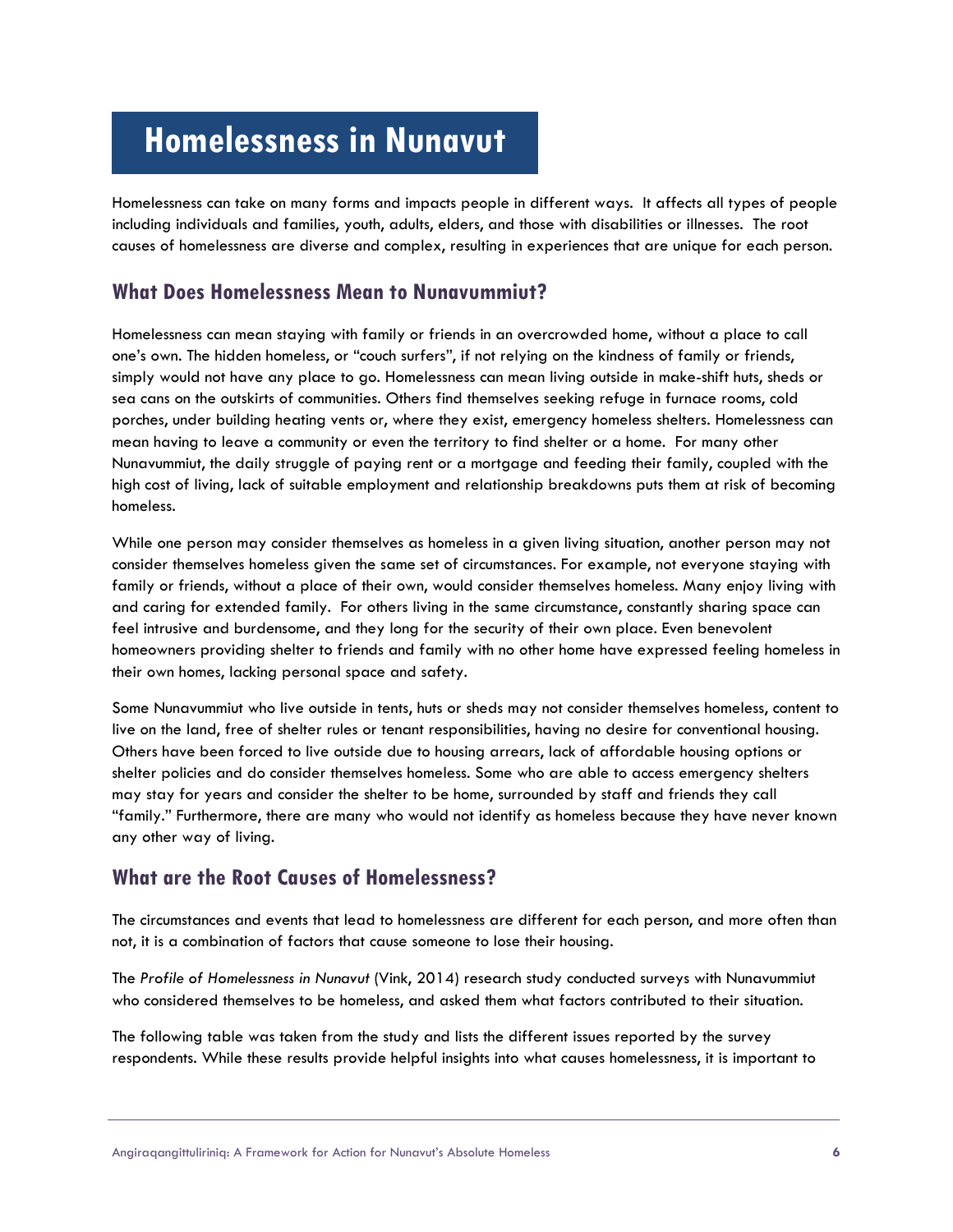# Homelessness in Nunavut

Homelessness can take on many forms and impacts people in different ways. It affects all types of people including individuals and families, youth, adults, elders, and those with disabilities or illnesses. The root causes of homelessness are diverse and complex, resulting in experiences that are unique for each person.

## What Does Homelessness Mean to Nunavummiut?

Homelessness can mean staying with family or friends in an overcrowded home, without a place to call one's own. The hidden homeless, or "couch surfers", if not relying on the kindness of family or friends, simply would not have any place to go. Homelessness can mean living outside in make-shift huts, sheds or sea cans on the outskirts of communities. Others find themselves seeking refuge in furnace rooms, cold porches, under building heating vents or, where they exist, emergency homeless shelters. Homelessness can mean having to leave a community or even the territory to find shelter or a home. For many other Nunavummiut, the daily struggle of paying rent or a mortgage and feeding their family, coupled with the high cost of living, lack of suitable employment and relationship breakdowns puts them at risk of becoming homeless.

While one person may consider themselves as homeless in a given living situation, another person may not consider themselves homeless given the same set of circumstances. For example, not everyone staying with family or friends, without a place of their own, would consider themselves homeless. Many enjoy living with and caring for extended family. For others living in the same circumstance, constantly sharing space can feel intrusive and burdensome, and they long for the security of their own place. Even benevolent homeowners providing shelter to friends and family with no other home have expressed feeling homeless in their own homes, lacking personal space and safety.

Some Nunavummiut who live outside in tents, huts or sheds may not consider themselves homeless, content to live on the land, free of shelter rules or tenant responsibilities, having no desire for conventional housing. Others have been forced to live outside due to housing arrears, lack of affordable housing options or shelter policies and do consider themselves homeless. Some who are able to access emergency shelters may stay for years and consider the shelter to be home, surrounded by staff and friends they call "family." Furthermore, there are many who would not identify as homeless because they have never known any other way of living.

## What are the Root Causes of Homelessness?

The circumstances and events that lead to homelessness are different for each person, and more often than not, it is a combination of factors that cause someone to lose their housing.

The *Profile of Homelessness in Nunavut* (Vink, 2014) research study conducted surveys with Nunavummiut who considered themselves to be homeless, and asked them what factors contributed to their situation.

The following table was taken from the study and lists the different issues reported by the survey respondents. While these results provide helpful insights into what causes homelessness, it is important to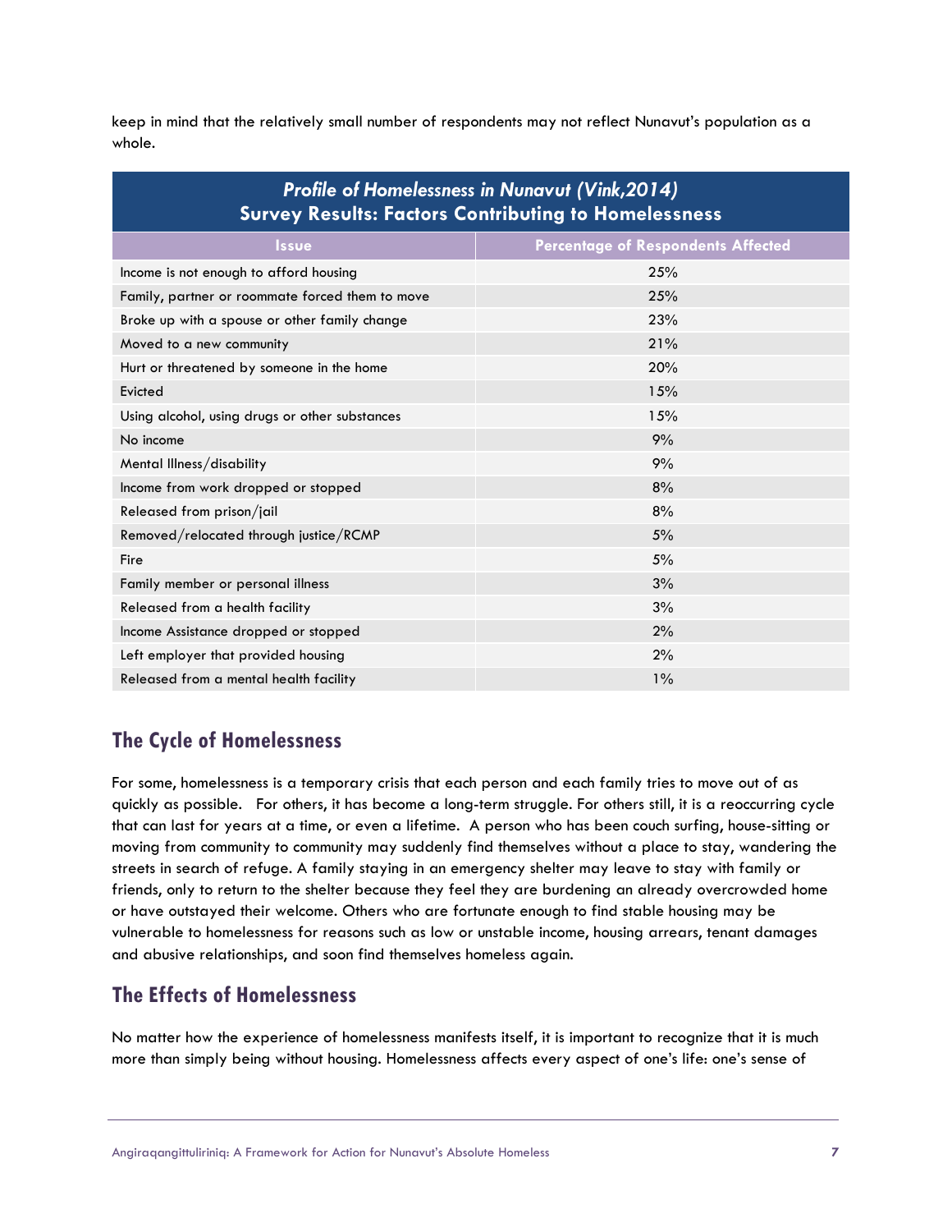keep in mind that the relatively small number of respondents may not reflect Nunavut's population as a whole.

| ***Profile of Homelessness in Nunavut (Vink,2014)*** **Survey Results: Factors Contributing to Homelessness** | |
|---|---|
| **Issue** | **Percentage of Respondents Affected** |
| Income is not enough to afford housing | 25% |
| Family, partner or roommate forced them to move | 25% |
| Broke up with a spouse or other family change | 23% |
| Moved to a new community | 21% |
| Hurt or threatened by someone in the home | 20% |
| Evicted | 15% |
| Using alcohol, using drugs or other substances | 15% |
| No income | 9% |
| Mental Illness/disability | 9% |
| Income from work dropped or stopped | 8% |
| Released from prison/jail | 8% |
| Removed/relocated through justice/RCMP | 5% |
| Fire | 5% |
| Family member or personal illness | 3% |
| Released from a health facility | 3% |
| Income Assistance dropped or stopped | 2% |
| Left employer that provided housing | 2% |
| Released from a mental health facility | 1% |

## The Cycle of Homelessness

For some, homelessness is a temporary crisis that each person and each family tries to move out of as quickly as possible. For others, it has become a long-term struggle. For others still, it is a reoccurring cycle that can last for years at a time, or even a lifetime. A person who has been couch surfing, house-sitting or moving from community to community may suddenly find themselves without a place to stay, wandering the streets in search of refuge. A family staying in an emergency shelter may leave to stay with family or friends, only to return to the shelter because they feel they are burdening an already overcrowded home or have outstayed their welcome. Others who are fortunate enough to find stable housing may be vulnerable to homelessness for reasons such as low or unstable income, housing arrears, tenant damages and abusive relationships, and soon find themselves homeless again.

## The Effects of Homelessness

No matter how the experience of homelessness manifests itself, it is important to recognize that it is much more than simply being without housing. Homelessness affects every aspect of one's life: one's sense of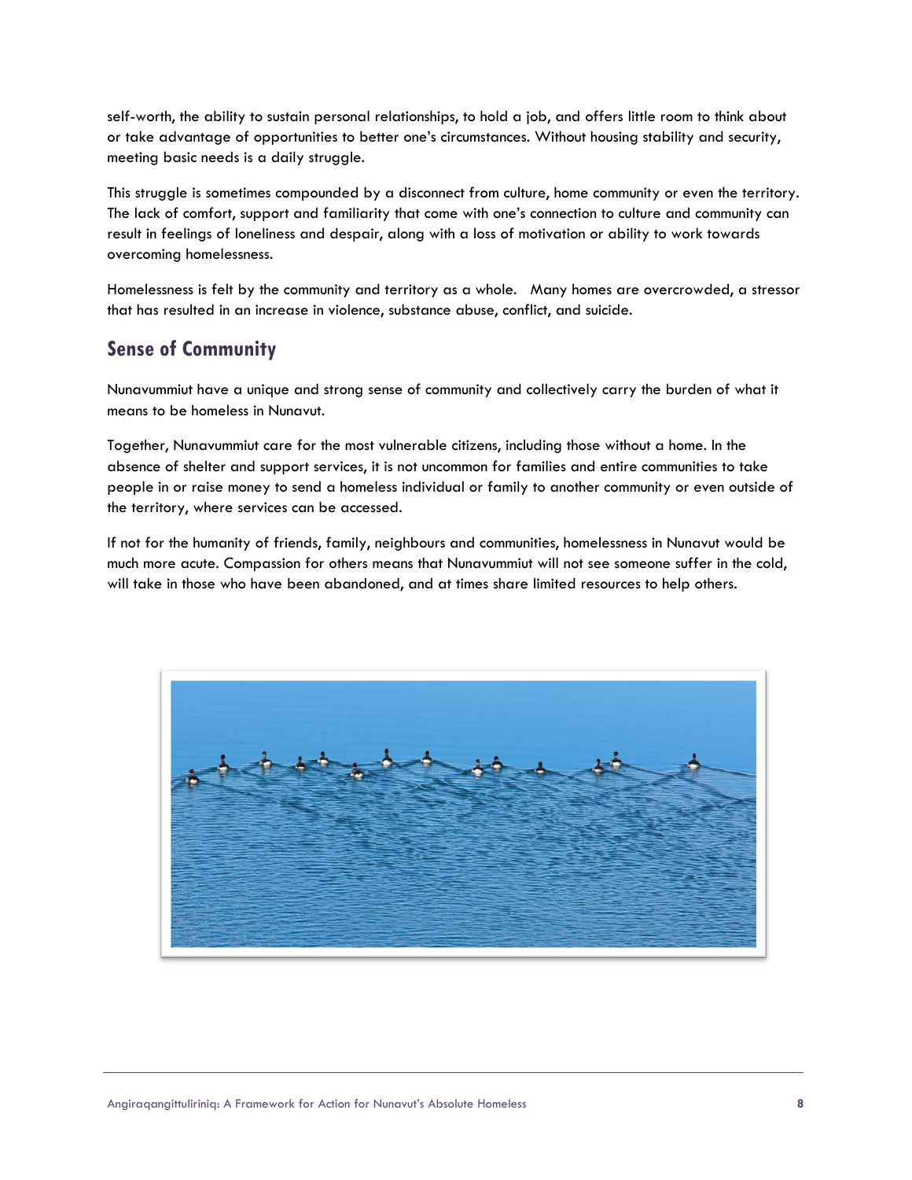self-worth, the ability to sustain personal relationships, to hold a job, and offers little room to think about or take advantage of opportunities to better one's circumstances. Without housing stability and security, meeting basic needs is a daily struggle.

This struggle is sometimes compounded by a disconnect from culture, home community or even the territory. The lack of comfort, support and familiarity that come with one's connection to culture and community can result in feelings of loneliness and despair, along with a loss of motivation or ability to work towards overcoming homelessness.

Homelessness is felt by the community and territory as a whole. Many homes are overcrowded, a stressor that has resulted in an increase in violence, substance abuse, conflict, and suicide.

## Sense of Community

Nunavummiut have a unique and strong sense of community and collectively carry the burden of what it means to be homeless in Nunavut.

Together, Nunavummiut care for the most vulnerable citizens, including those without a home. In the absence of shelter and support services, it is not uncommon for families and entire communities to take people in or raise money to send a homeless individual or family to another community or even outside of the territory, where services can be accessed.

If not for the humanity of friends, family, neighbours and communities, homelessness in Nunavut would be much more acute. Compassion for others means that Nunavummiut will not see someone suffer in the cold, will take in those who have been abandoned, and at times share limited resources to help others.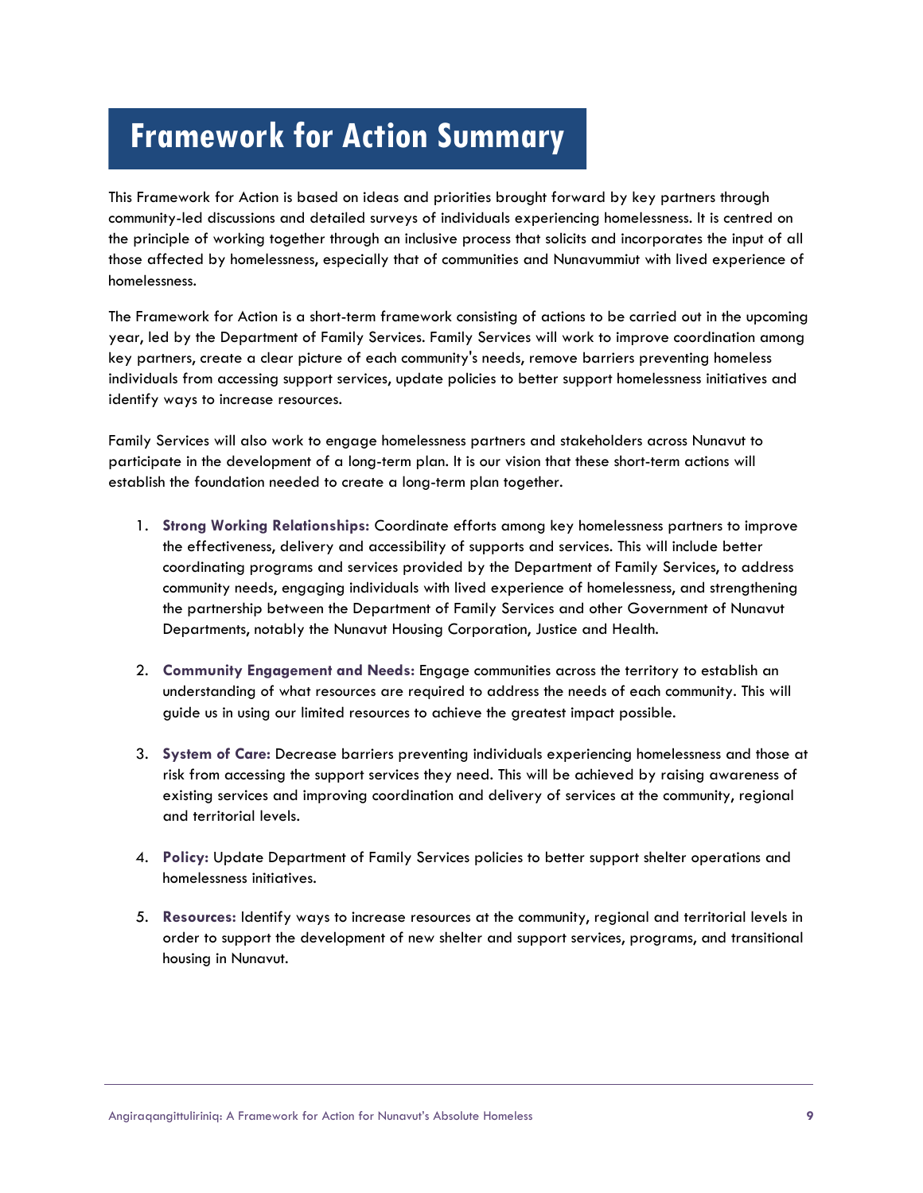# Framework for Action Summary

This Framework for Action is based on ideas and priorities brought forward by key partners through community-led discussions and detailed surveys of individuals experiencing homelessness. It is centred on the principle of working together through an inclusive process that solicits and incorporates the input of all those affected by homelessness, especially that of communities and Nunavummiut with lived experience of homelessness.

The Framework for Action is a short-term framework consisting of actions to be carried out in the upcoming year, led by the Department of Family Services. Family Services will work to improve coordination among key partners, create a clear picture of each community's needs, remove barriers preventing homeless individuals from accessing support services, update policies to better support homelessness initiatives and identify ways to increase resources.

Family Services will also work to engage homelessness partners and stakeholders across Nunavut to participate in the development of a long-term plan. It is our vision that these short-term actions will establish the foundation needed to create a long-term plan together.

1. **Strong Working Relationships:** Coordinate efforts among key homelessness partners to improve the effectiveness, delivery and accessibility of supports and services. This will include better coordinating programs and services provided by the Department of Family Services, to address community needs, engaging individuals with lived experience of homelessness, and strengthening the partnership between the Department of Family Services and other Government of Nunavut Departments, notably the Nunavut Housing Corporation, Justice and Health.

2. **Community Engagement and Needs:** Engage communities across the territory to establish an understanding of what resources are required to address the needs of each community. This will guide us in using our limited resources to achieve the greatest impact possible.

3. **System of Care:** Decrease barriers preventing individuals experiencing homelessness and those at risk from accessing the support services they need. This will be achieved by raising awareness of existing services and improving coordination and delivery of services at the community, regional and territorial levels.

4. **Policy:** Update Department of Family Services policies to better support shelter operations and homelessness initiatives.

5. **Resources:** Identify ways to increase resources at the community, regional and territorial levels in order to support the development of new shelter and support services, programs, and transitional housing in Nunavut.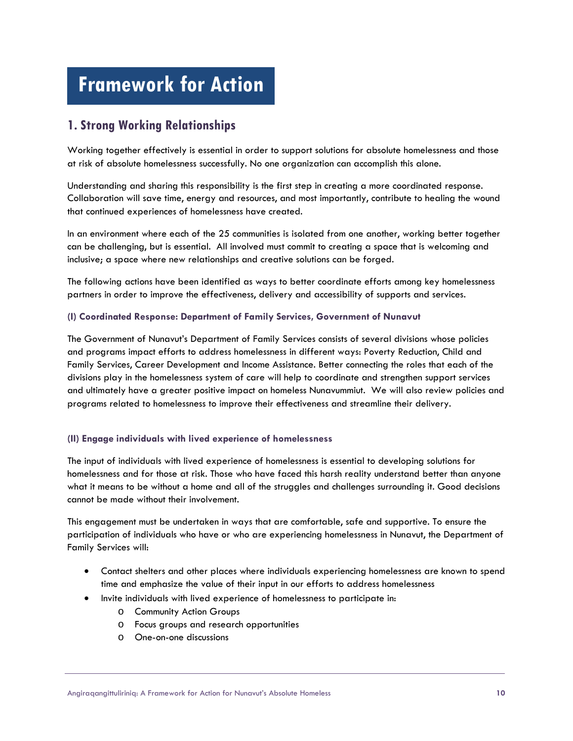# Framework for Action

## 1. Strong Working Relationships

Working together effectively is essential in order to support solutions for absolute homelessness and those at risk of absolute homelessness successfully. No one organization can accomplish this alone.

Understanding and sharing this responsibility is the first step in creating a more coordinated response. Collaboration will save time, energy and resources, and most importantly, contribute to healing the wound that continued experiences of homelessness have created.

In an environment where each of the 25 communities is isolated from one another, working better together can be challenging, but is essential. All involved must commit to creating a space that is welcoming and inclusive; a space where new relationships and creative solutions can be forged.

The following actions have been identified as ways to better coordinate efforts among key homelessness partners in order to improve the effectiveness, delivery and accessibility of supports and services.

#### (I) Coordinated Response: Department of Family Services, Government of Nunavut

The Government of Nunavut's Department of Family Services consists of several divisions whose policies and programs impact efforts to address homelessness in different ways: Poverty Reduction, Child and Family Services, Career Development and Income Assistance. Better connecting the roles that each of the divisions play in the homelessness system of care will help to coordinate and strengthen support services and ultimately have a greater positive impact on homeless Nunavummiut. We will also review policies and programs related to homelessness to improve their effectiveness and streamline their delivery.

#### (II) Engage individuals with lived experience of homelessness

The input of individuals with lived experience of homelessness is essential to developing solutions for homelessness and for those at risk. Those who have faced this harsh reality understand better than anyone what it means to be without a home and all of the struggles and challenges surrounding it. Good decisions cannot be made without their involvement.

This engagement must be undertaken in ways that are comfortable, safe and supportive. To ensure the participation of individuals who have or who are experiencing homelessness in Nunavut, the Department of Family Services will:

- Contact shelters and other places where individuals experiencing homelessness are known to spend time and emphasize the value of their input in our efforts to address homelessness
- Invite individuals with lived experience of homelessness to participate in:
  - Community Action Groups
  - Focus groups and research opportunities
  - One-on-one discussions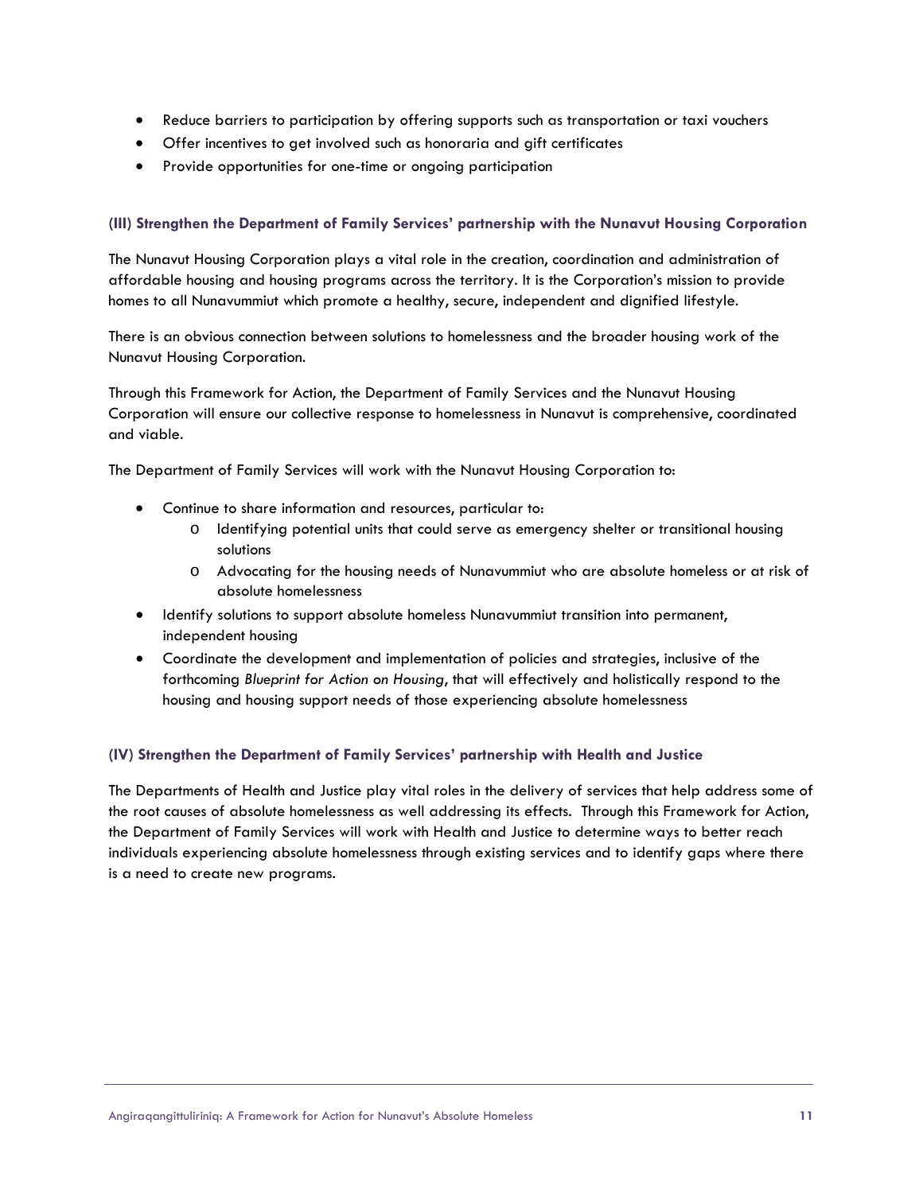- Reduce barriers to participation by offering supports such as transportation or taxi vouchers
- Offer incentives to get involved such as honoraria and gift certificates
- Provide opportunities for one-time or ongoing participation

#### (III) Strengthen the Department of Family Services' partnership with the Nunavut Housing Corporation

The Nunavut Housing Corporation plays a vital role in the creation, coordination and administration of affordable housing and housing programs across the territory. It is the Corporation's mission to provide homes to all Nunavummiut which promote a healthy, secure, independent and dignified lifestyle.

There is an obvious connection between solutions to homelessness and the broader housing work of the Nunavut Housing Corporation.

Through this Framework for Action, the Department of Family Services and the Nunavut Housing Corporation will ensure our collective response to homelessness in Nunavut is comprehensive, coordinated and viable.

The Department of Family Services will work with the Nunavut Housing Corporation to:

- Continue to share information and resources, particular to:
  - Identifying potential units that could serve as emergency shelter or transitional housing solutions
  - Advocating for the housing needs of Nunavummiut who are absolute homeless or at risk of absolute homelessness
- Identify solutions to support absolute homeless Nunavummiut transition into permanent, independent housing
- Coordinate the development and implementation of policies and strategies, inclusive of the forthcoming *Blueprint for Action on Housing*, that will effectively and holistically respond to the housing and housing support needs of those experiencing absolute homelessness

#### (IV) Strengthen the Department of Family Services' partnership with Health and Justice

The Departments of Health and Justice play vital roles in the delivery of services that help address some of the root causes of absolute homelessness as well addressing its effects. Through this Framework for Action, the Department of Family Services will work with Health and Justice to determine ways to better reach individuals experiencing absolute homelessness through existing services and to identify gaps where there is a need to create new programs.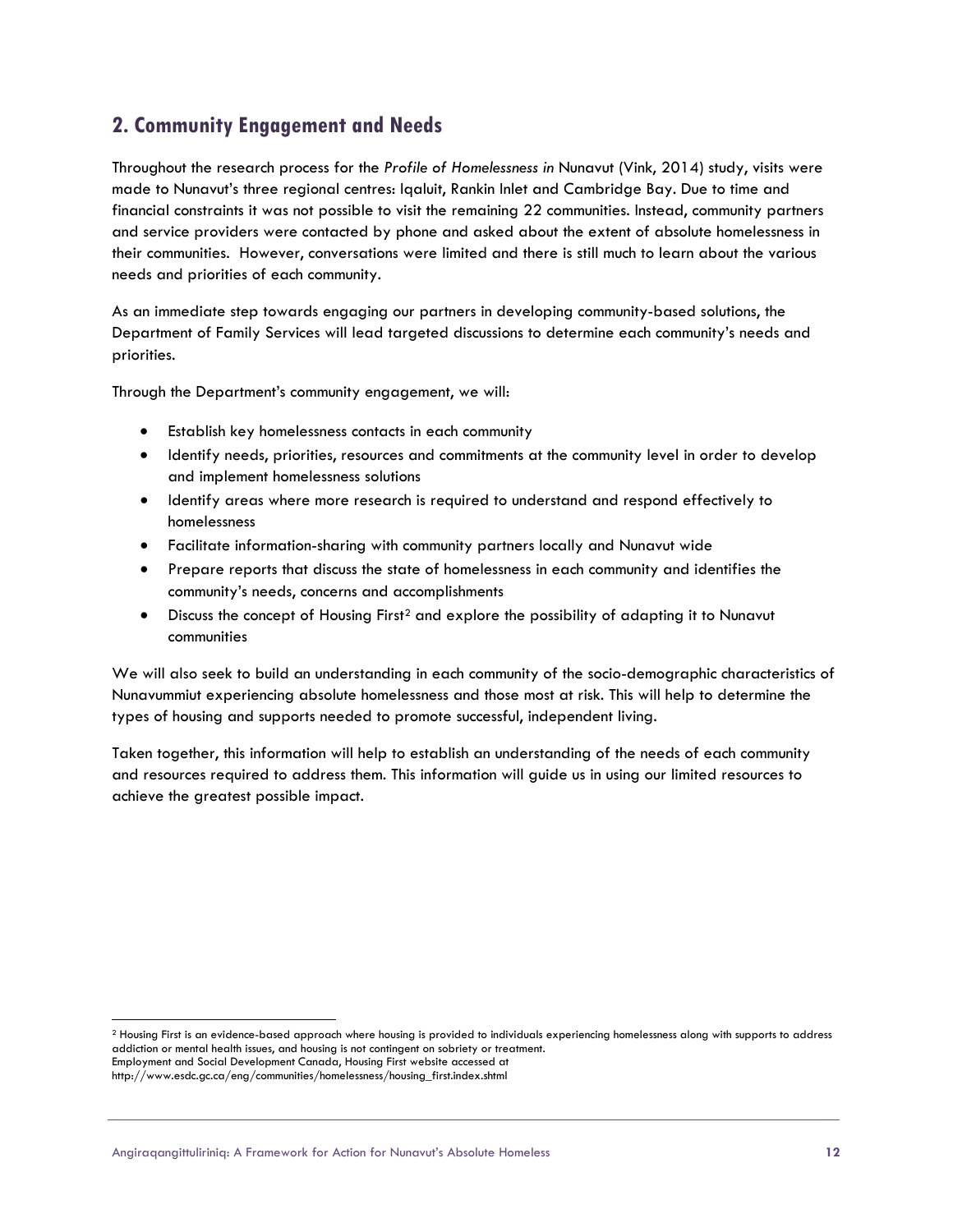## 2. Community Engagement and Needs

Throughout the research process for the *Profile of Homelessness in* Nunavut (Vink, 2014) study, visits were made to Nunavut's three regional centres: Iqaluit, Rankin Inlet and Cambridge Bay. Due to time and financial constraints it was not possible to visit the remaining 22 communities. Instead, community partners and service providers were contacted by phone and asked about the extent of absolute homelessness in their communities. However, conversations were limited and there is still much to learn about the various needs and priorities of each community.

As an immediate step towards engaging our partners in developing community-based solutions, the Department of Family Services will lead targeted discussions to determine each community's needs and priorities.

Through the Department's community engagement, we will:

- Establish key homelessness contacts in each community
- Identify needs, priorities, resources and commitments at the community level in order to develop and implement homelessness solutions
- Identify areas where more research is required to understand and respond effectively to homelessness
- Facilitate information-sharing with community partners locally and Nunavut wide
- Prepare reports that discuss the state of homelessness in each community and identifies the community's needs, concerns and accomplishments
- Discuss the concept of Housing First[2] and explore the possibility of adapting it to Nunavut communities

We will also seek to build an understanding in each community of the socio-demographic characteristics of Nunavummiut experiencing absolute homelessness and those most at risk. This will help to determine the types of housing and supports needed to promote successful, independent living.

Taken together, this information will help to establish an understanding of the needs of each community and resources required to address them. This information will guide us in using our limited resources to achieve the greatest possible impact.

[2] Housing First is an evidence-based approach where housing is provided to individuals experiencing homelessness along with supports to address addiction or mental health issues, and housing is not contingent on sobriety or treatment.
Employment and Social Development Canada, Housing First website accessed at
http://www.esdc.gc.ca/eng/communities/homelessness/housing_first.index.shtml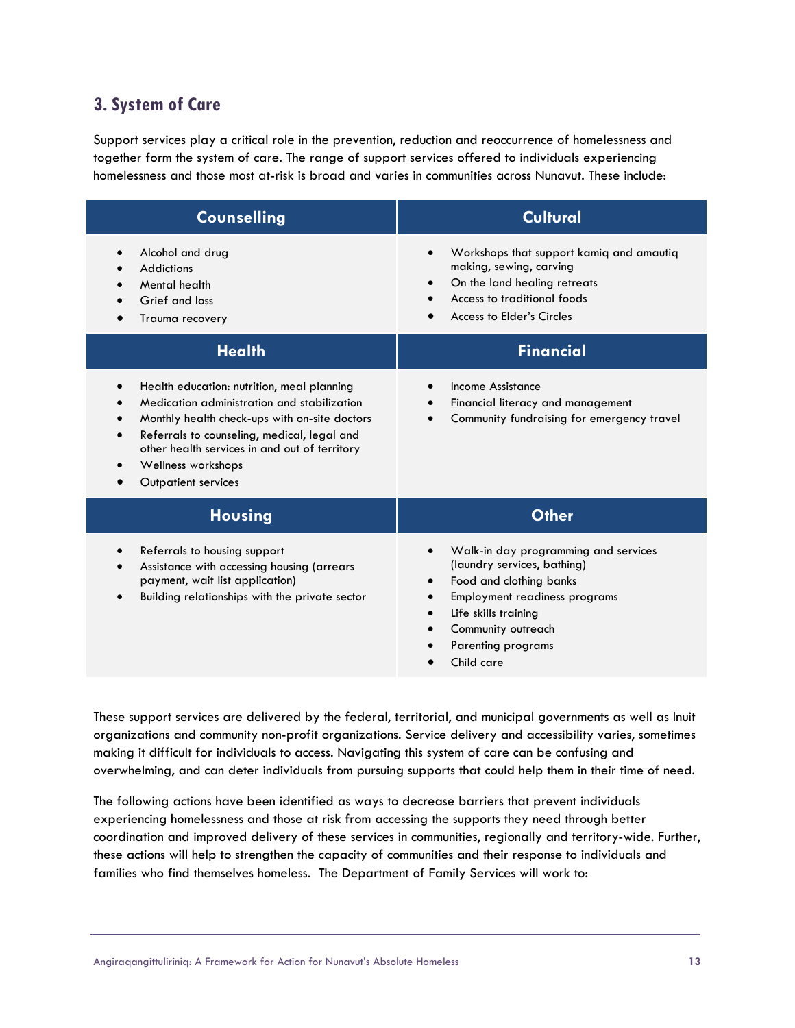## 3. System of Care

Support services play a critical role in the prevention, reduction and reoccurrence of homelessness and together form the system of care. The range of support services offered to individuals experiencing homelessness and those most at-risk is broad and varies in communities across Nunavut. These include:

| Counselling | Cultural |
| --- | --- |
| • Alcohol and drug<br>• Addictions<br>• Mental health<br>• Grief and loss<br>• Trauma recovery | • Workshops that support kamiq and amautiq making, sewing, carving<br>• On the land healing retreats<br>• Access to traditional foods<br>• Access to Elder's Circles |
| **Health** | **Financial** |
| • Health education: nutrition, meal planning<br>• Medication administration and stabilization<br>• Monthly health check-ups with on-site doctors<br>• Referrals to counseling, medical, legal and other health services in and out of territory<br>• Wellness workshops<br>• Outpatient services | • Income Assistance<br>• Financial literacy and management<br>• Community fundraising for emergency travel |
| **Housing** | **Other** |
| • Referrals to housing support<br>• Assistance with accessing housing (arrears payment, wait list application)<br>• Building relationships with the private sector | • Walk-in day programming and services (laundry services, bathing)<br>• Food and clothing banks<br>• Employment readiness programs<br>• Life skills training<br>• Community outreach<br>• Parenting programs<br>• Child care |

These support services are delivered by the federal, territorial, and municipal governments as well as Inuit organizations and community non-profit organizations. Service delivery and accessibility varies, sometimes making it difficult for individuals to access. Navigating this system of care can be confusing and overwhelming, and can deter individuals from pursuing supports that could help them in their time of need.

The following actions have been identified as ways to decrease barriers that prevent individuals experiencing homelessness and those at risk from accessing the supports they need through better coordination and improved delivery of these services in communities, regionally and territory-wide. Further, these actions will help to strengthen the capacity of communities and their response to individuals and families who find themselves homeless. The Department of Family Services will work to: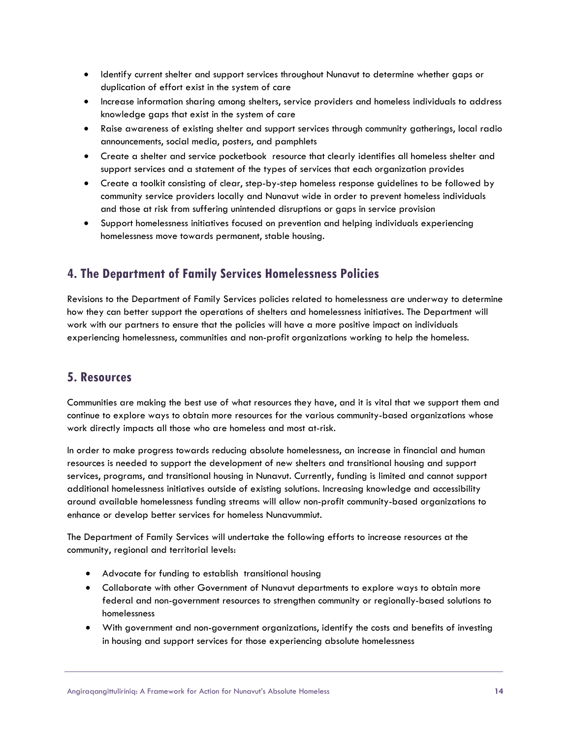- Identify current shelter and support services throughout Nunavut to determine whether gaps or duplication of effort exist in the system of care
- Increase information sharing among shelters, service providers and homeless individuals to address knowledge gaps that exist in the system of care
- Raise awareness of existing shelter and support services through community gatherings, local radio announcements, social media, posters, and pamphlets
- Create a shelter and service pocketbook resource that clearly identifies all homeless shelter and support services and a statement of the types of services that each organization provides
- Create a toolkit consisting of clear, step-by-step homeless response guidelines to be followed by community service providers locally and Nunavut wide in order to prevent homeless individuals and those at risk from suffering unintended disruptions or gaps in service provision
- Support homelessness initiatives focused on prevention and helping individuals experiencing homelessness move towards permanent, stable housing.

## 4. The Department of Family Services Homelessness Policies

Revisions to the Department of Family Services policies related to homelessness are underway to determine how they can better support the operations of shelters and homelessness initiatives. The Department will work with our partners to ensure that the policies will have a more positive impact on individuals experiencing homelessness, communities and non-profit organizations working to help the homeless.

## 5. Resources

Communities are making the best use of what resources they have, and it is vital that we support them and continue to explore ways to obtain more resources for the various community-based organizations whose work directly impacts all those who are homeless and most at-risk.

In order to make progress towards reducing absolute homelessness, an increase in financial and human resources is needed to support the development of new shelters and transitional housing and support services, programs, and transitional housing in Nunavut. Currently, funding is limited and cannot support additional homelessness initiatives outside of existing solutions. Increasing knowledge and accessibility around available homelessness funding streams will allow non-profit community-based organizations to enhance or develop better services for homeless Nunavummiut.

The Department of Family Services will undertake the following efforts to increase resources at the community, regional and territorial levels:

- Advocate for funding to establish transitional housing
- Collaborate with other Government of Nunavut departments to explore ways to obtain more federal and non-government resources to strengthen community or regionally-based solutions to homelessness
- With government and non-government organizations, identify the costs and benefits of investing in housing and support services for those experiencing absolute homelessness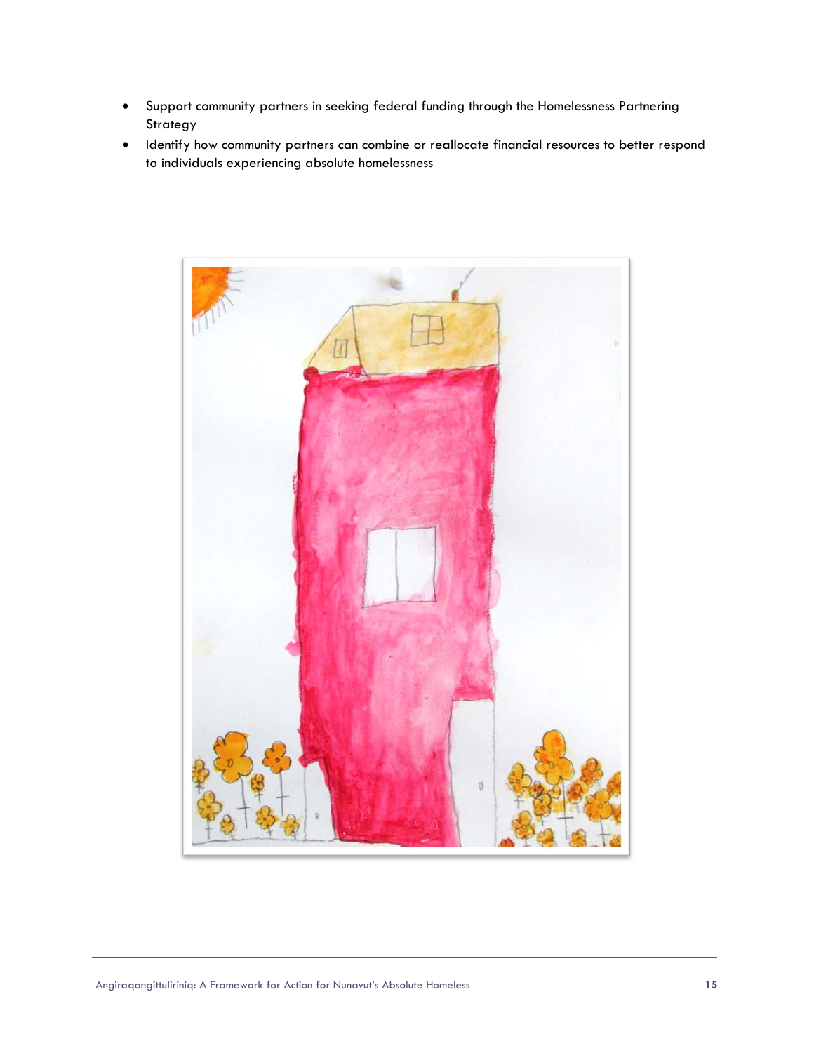- Support community partners in seeking federal funding through the Homelessness Partnering Strategy
- Identify how community partners can combine or reallocate financial resources to better respond to individuals experiencing absolute homelessness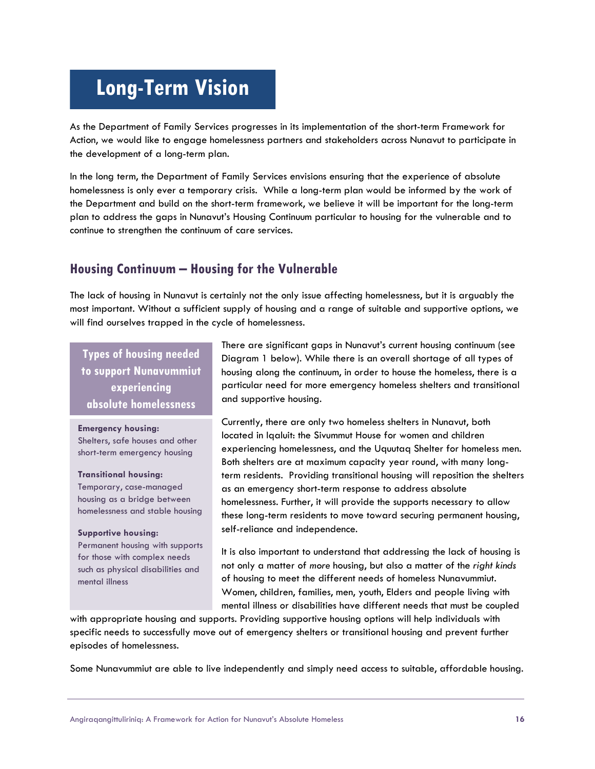# Long-Term Vision

As the Department of Family Services progresses in its implementation of the short-term Framework for Action, we would like to engage homelessness partners and stakeholders across Nunavut to participate in the development of a long-term plan.

In the long term, the Department of Family Services envisions ensuring that the experience of absolute homelessness is only ever a temporary crisis. While a long-term plan would be informed by the work of the Department and build on the short-term framework, we believe it will be important for the long-term plan to address the gaps in Nunavut's Housing Continuum particular to housing for the vulnerable and to continue to strengthen the continuum of care services.

## Housing Continuum – Housing for the Vulnerable

The lack of housing in Nunavut is certainly not the only issue affecting homelessness, but it is arguably the most important. Without a sufficient supply of housing and a range of suitable and supportive options, we will find ourselves trapped in the cycle of homelessness.

> **Types of housing needed to support Nunavummiut experiencing absolute homelessness**
>
> **Emergency housing:**
> Shelters, safe houses and other short-term emergency housing
>
> **Transitional housing:**
> Temporary, case-managed housing as a bridge between homelessness and stable housing
>
> **Supportive housing:**
> Permanent housing with supports for those with complex needs such as physical disabilities and mental illness

There are significant gaps in Nunavut's current housing continuum (see Diagram 1 below). While there is an overall shortage of all types of housing along the continuum, in order to house the homeless, there is a particular need for more emergency homeless shelters and transitional and supportive housing.

Currently, there are only two homeless shelters in Nunavut, both located in Iqaluit: the Sivummut House for women and children experiencing homelessness, and the Uquutaq Shelter for homeless men. Both shelters are at maximum capacity year round, with many long-term residents. Providing transitional housing will reposition the shelters as an emergency short-term response to address absolute homelessness. Further, it will provide the supports necessary to allow these long-term residents to move toward securing permanent housing, self-reliance and independence.

It is also important to understand that addressing the lack of housing is not only a matter of *more* housing, but also a matter of the *right kinds* of housing to meet the different needs of homeless Nunavummiut. Women, children, families, men, youth, Elders and people living with mental illness or disabilities have different needs that must be coupled with appropriate housing and supports. Providing supportive housing options will help individuals with specific needs to successfully move out of emergency shelters or transitional housing and prevent further episodes of homelessness.

Some Nunavummiut are able to live independently and simply need access to suitable, affordable housing.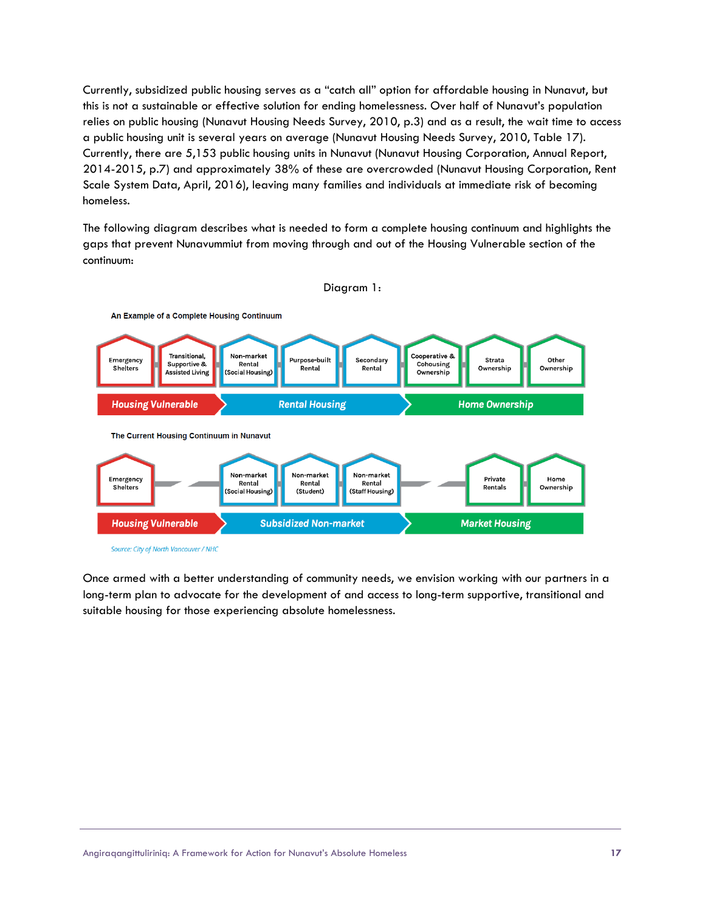Currently, subsidized public housing serves as a "catch all" option for affordable housing in Nunavut, but this is not a sustainable or effective solution for ending homelessness. Over half of Nunavut's population relies on public housing (Nunavut Housing Needs Survey, 2010, p.3) and as a result, the wait time to access a public housing unit is several years on average (Nunavut Housing Needs Survey, 2010, Table 17). Currently, there are 5,153 public housing units in Nunavut (Nunavut Housing Corporation, Annual Report, 2014-2015, p.7) and approximately 38% of these are overcrowded (Nunavut Housing Corporation, Rent Scale System Data, April, 2016), leaving many families and individuals at immediate risk of becoming homeless.

The following diagram describes what is needed to form a complete housing continuum and highlights the gaps that prevent Nunavummiut from moving through and out of the Housing Vulnerable section of the continuum:

Diagram 1:

**An Example of a Complete Housing Continuum**

| Housing Vulnerable | | Rental Housing | | | Home Ownership | | |
|---|---|---|---|---|---|---|---|
| Emergency Shelters | Transitional, Supportive & Assisted Living | Non-market Rental (Social Housing) | Purpose-built Rental | Secondary Rental | Cooperative & Cohousing Ownership | Strata Ownership | Other Ownership |

**The Current Housing Continuum in Nunavut**

| Housing Vulnerable | | Subsidized Non-market | | | Market Housing | | |
|---|---|---|---|---|---|---|---|
| Emergency Shelters | — | Non-market Rental (Social Housing) | Non-market Rental (Student) | Non-market Rental (Staff Housing) | — | Private Rentals | Home Ownership |

*Source: City of North Vancouver / NHC*

Once armed with a better understanding of community needs, we envision working with our partners in a long-term plan to advocate for the development of and access to long-term supportive, transitional and suitable housing for those experiencing absolute homelessness.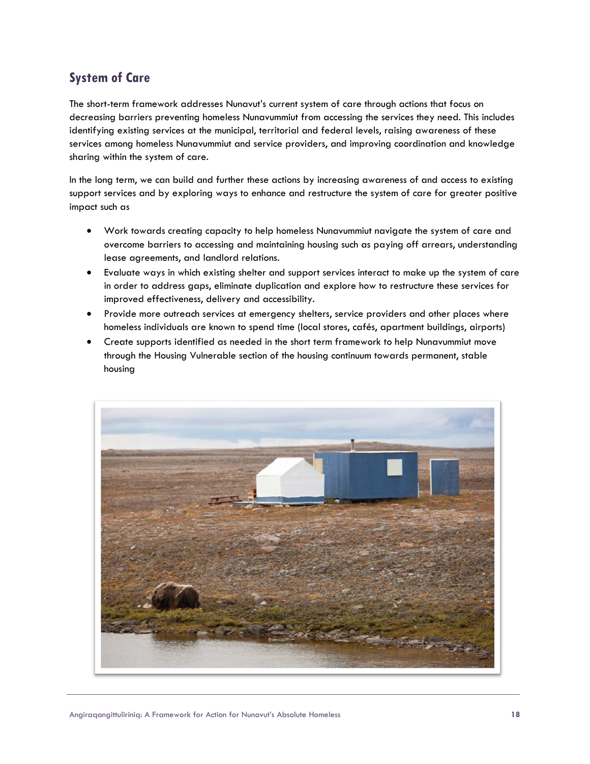## System of Care

The short-term framework addresses Nunavut's current system of care through actions that focus on decreasing barriers preventing homeless Nunavummiut from accessing the services they need. This includes identifying existing services at the municipal, territorial and federal levels, raising awareness of these services among homeless Nunavummiut and service providers, and improving coordination and knowledge sharing within the system of care.

In the long term, we can build and further these actions by increasing awareness of and access to existing support services and by exploring ways to enhance and restructure the system of care for greater positive impact such as

- Work towards creating capacity to help homeless Nunavummiut navigate the system of care and overcome barriers to accessing and maintaining housing such as paying off arrears, understanding lease agreements, and landlord relations.
- Evaluate ways in which existing shelter and support services interact to make up the system of care in order to address gaps, eliminate duplication and explore how to restructure these services for improved effectiveness, delivery and accessibility.
- Provide more outreach services at emergency shelters, service providers and other places where homeless individuals are known to spend time (local stores, cafés, apartment buildings, airports)
- Create supports identified as needed in the short term framework to help Nunavummiut move through the Housing Vulnerable section of the housing continuum towards permanent, stable housing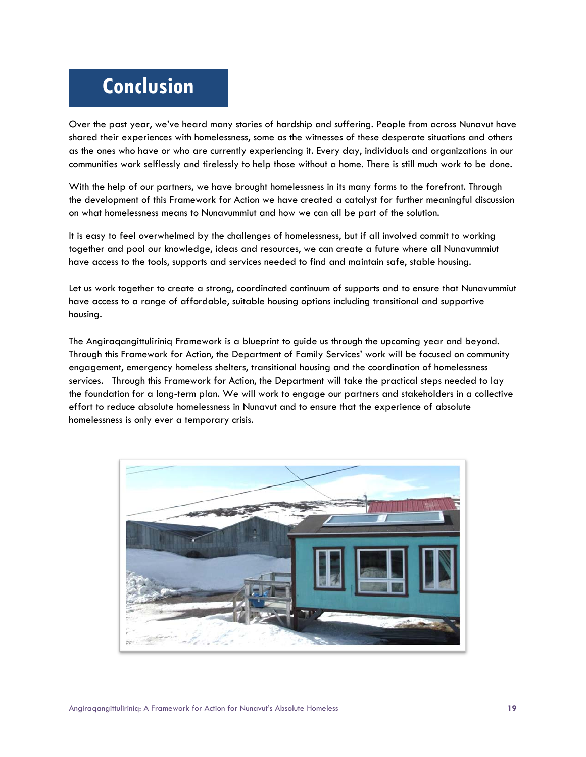# Conclusion

Over the past year, we've heard many stories of hardship and suffering. People from across Nunavut have shared their experiences with homelessness, some as the witnesses of these desperate situations and others as the ones who have or who are currently experiencing it. Every day, individuals and organizations in our communities work selflessly and tirelessly to help those without a home. There is still much work to be done.

With the help of our partners, we have brought homelessness in its many forms to the forefront. Through the development of this Framework for Action we have created a catalyst for further meaningful discussion on what homelessness means to Nunavummiut and how we can all be part of the solution.

It is easy to feel overwhelmed by the challenges of homelessness, but if all involved commit to working together and pool our knowledge, ideas and resources, we can create a future where all Nunavummiut have access to the tools, supports and services needed to find and maintain safe, stable housing.

Let us work together to create a strong, coordinated continuum of supports and to ensure that Nunavummiut have access to a range of affordable, suitable housing options including transitional and supportive housing.

The Angiraqangittuliriniq Framework is a blueprint to guide us through the upcoming year and beyond. Through this Framework for Action, the Department of Family Services' work will be focused on community engagement, emergency homeless shelters, transitional housing and the coordination of homelessness services. Through this Framework for Action, the Department will take the practical steps needed to lay the foundation for a long-term plan. We will work to engage our partners and stakeholders in a collective effort to reduce absolute homelessness in Nunavut and to ensure that the experience of absolute homelessness is only ever a temporary crisis.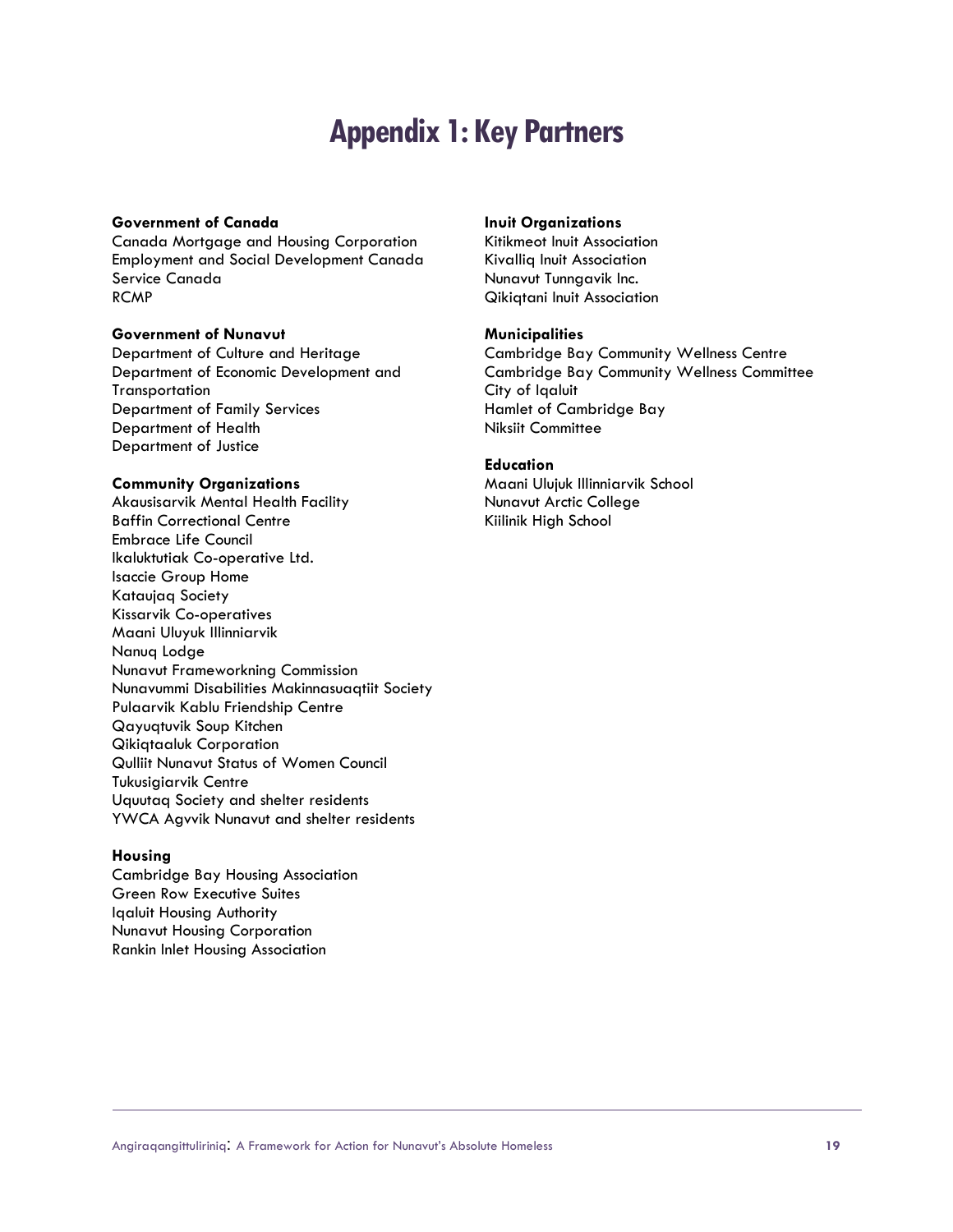# Appendix 1: Key Partners

**Government of Canada**
Canada Mortgage and Housing Corporation
Employment and Social Development Canada
Service Canada
RCMP

**Government of Nunavut**
Department of Culture and Heritage
Department of Economic Development and Transportation
Department of Family Services
Department of Health
Department of Justice

**Community Organizations**
Akausisarvik Mental Health Facility
Baffin Correctional Centre
Embrace Life Council
Ikaluktutiak Co-operative Ltd.
Isaccie Group Home
Kataujaq Society
Kissarvik Co-operatives
Maani Uluyuk Illinniarvik
Nanuq Lodge
Nunavut Frameworkning Commission
Nunavummi Disabilities Makinnasuaqtiit Society
Pulaarvik Kablu Friendship Centre
Qayuqtuvik Soup Kitchen
Qikiqtaaluk Corporation
Qulliit Nunavut Status of Women Council
Tukusigiarvik Centre
Uquutaq Society and shelter residents
YWCA Agvvik Nunavut and shelter residents

**Housing**
Cambridge Bay Housing Association
Green Row Executive Suites
Iqaluit Housing Authority
Nunavut Housing Corporation
Rankin Inlet Housing Association

**Inuit Organizations**
Kitikmeot Inuit Association
Kivalliq Inuit Association
Nunavut Tunngavik Inc.
Qikiqtani Inuit Association

**Municipalities**
Cambridge Bay Community Wellness Centre
Cambridge Bay Community Wellness Committee
City of Iqaluit
Hamlet of Cambridge Bay
Niksiit Committee

**Education**
Maani Ulujuk Illinniarvik School
Nunavut Arctic College
Kiilinik High School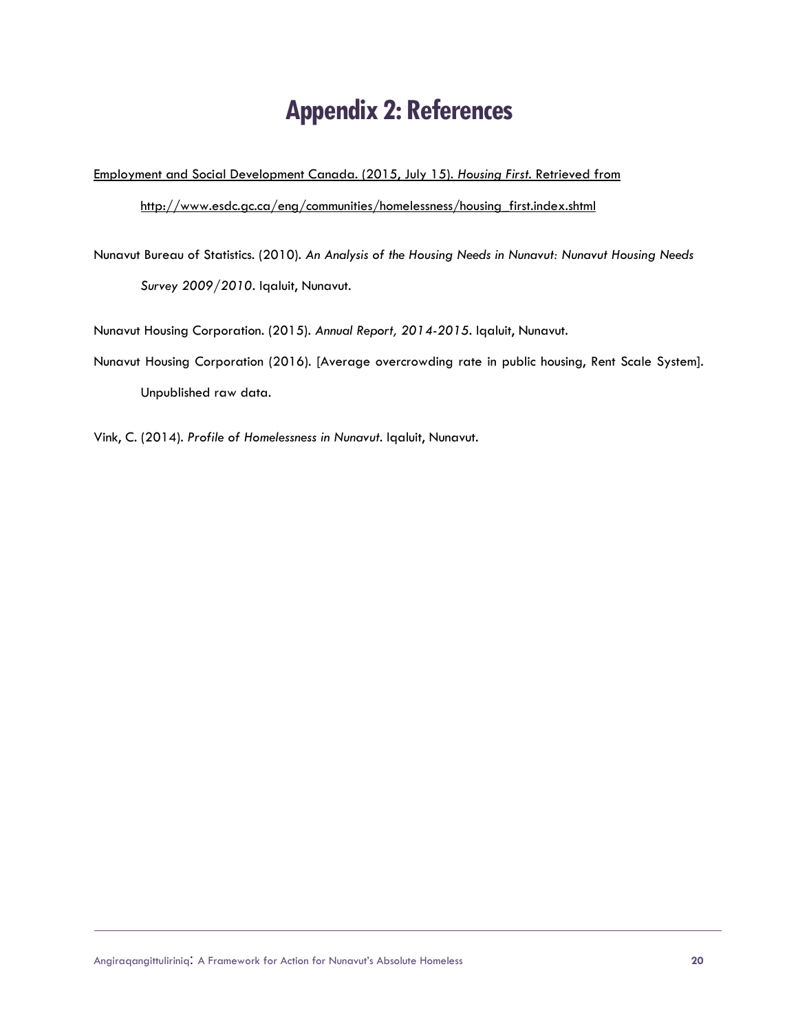# Appendix 2: References

Employment and Social Development Canada. (2015, July 15). *Housing First*. Retrieved from http://www.esdc.gc.ca/eng/communities/homelessness/housing_first.index.shtml

Nunavut Bureau of Statistics. (2010). *An Analysis of the Housing Needs in Nunavut: Nunavut Housing Needs Survey 2009/2010*. Iqaluit, Nunavut.

Nunavut Housing Corporation. (2015). *Annual Report, 2014-2015*. Iqaluit, Nunavut.

Nunavut Housing Corporation (2016). [Average overcrowding rate in public housing, Rent Scale System]. Unpublished raw data.

Vink, C. (2014). *Profile of Homelessness in Nunavut*. Iqaluit, Nunavut.